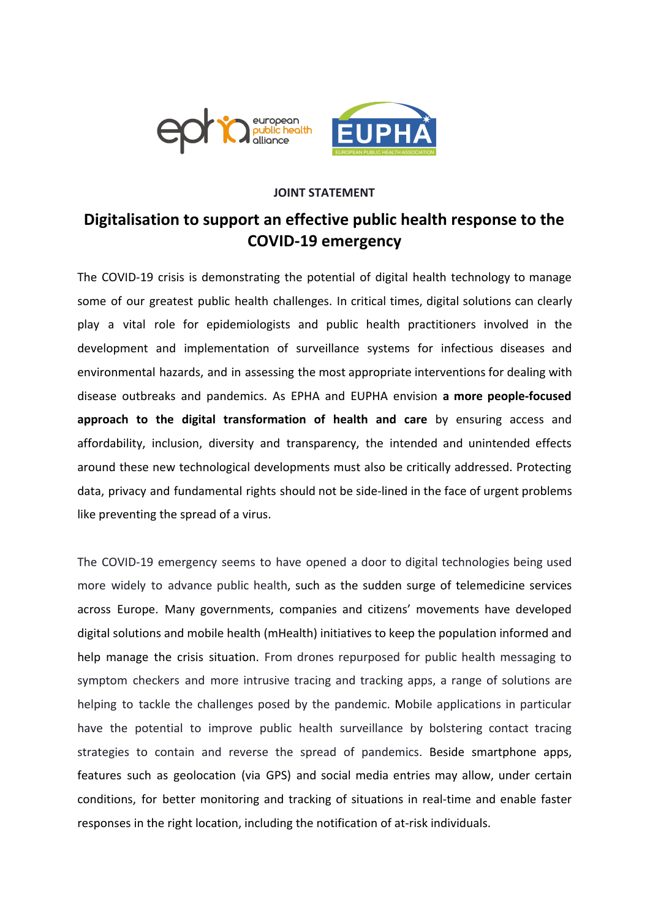**JOINT STATEMENT**

# Digitalisation to support an effective public health response to the COVID-19 emergency

The COVID-19 crisis is demonstrating the potential of digital health technology to manage some of our greatest public health challenges. In critical times, digital solutions can clearly play a vital role for epidemiologists and public health practitioners involved in the development and implementation of surveillance systems for infectious diseases and environmental hazards, and in assessing the most appropriate interventions for dealing with disease outbreaks and pandemics. As EPHA and EUPHA envision **a more people-focused approach to the digital transformation of health and care** by ensuring access and affordability, inclusion, diversity and transparency, the intended and unintended effects around these new technological developments must also be critically addressed. Protecting data, privacy and fundamental rights should not be side-lined in the face of urgent problems like preventing the spread of a virus.

The COVID-19 emergency seems to have opened a door to digital technologies being used more widely to advance public health, such as the sudden surge of telemedicine services across Europe. Many governments, companies and citizens' movements have developed digital solutions and mobile health (mHealth) initiatives to keep the population informed and help manage the crisis situation. From drones repurposed for public health messaging to symptom checkers and more intrusive tracing and tracking apps, a range of solutions are helping to tackle the challenges posed by the pandemic. Mobile applications in particular have the potential to improve public health surveillance by bolstering contact tracing strategies to contain and reverse the spread of pandemics. Beside smartphone apps, features such as geolocation (via GPS) and social media entries may allow, under certain conditions, for better monitoring and tracking of situations in real-time and enable faster responses in the right location, including the notification of at-risk individuals.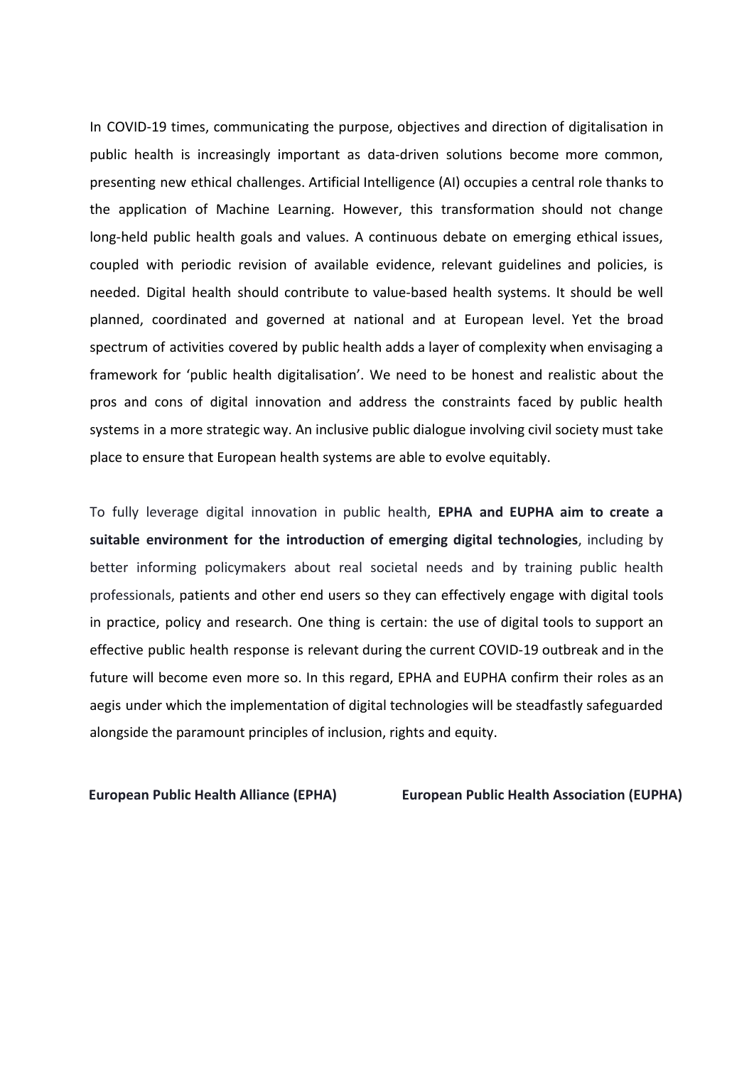In COVID-19 times, communicating the purpose, objectives and direction of digitalisation in public health is increasingly important as data-driven solutions become more common, presenting new ethical challenges. Artificial Intelligence (AI) occupies a central role thanks to the application of Machine Learning. However, this transformation should not change long-held public health goals and values. A continuous debate on emerging ethical issues, coupled with periodic revision of available evidence, relevant guidelines and policies, is needed. Digital health should contribute to value-based health systems. It should be well planned, coordinated and governed at national and at European level. Yet the broad spectrum of activities covered by public health adds a layer of complexity when envisaging a framework for 'public health digitalisation'. We need to be honest and realistic about the pros and cons of digital innovation and address the constraints faced by public health systems in a more strategic way. An inclusive public dialogue involving civil society must take place to ensure that European health systems are able to evolve equitably.

To fully leverage digital innovation in public health, **EPHA and EUPHA aim to create a suitable environment for the introduction of emerging digital technologies**, including by better informing policymakers about real societal needs and by training public health professionals, patients and other end users so they can effectively engage with digital tools in practice, policy and research. One thing is certain: the use of digital tools to support an effective public health response is relevant during the current COVID-19 outbreak and in the future will become even more so. In this regard, EPHA and EUPHA confirm their roles as an aegis under which the implementation of digital technologies will be steadfastly safeguarded alongside the paramount principles of inclusion, rights and equity.

**European Public Health Alliance (EPHA)**

**European Public Health Association (EUPHA)**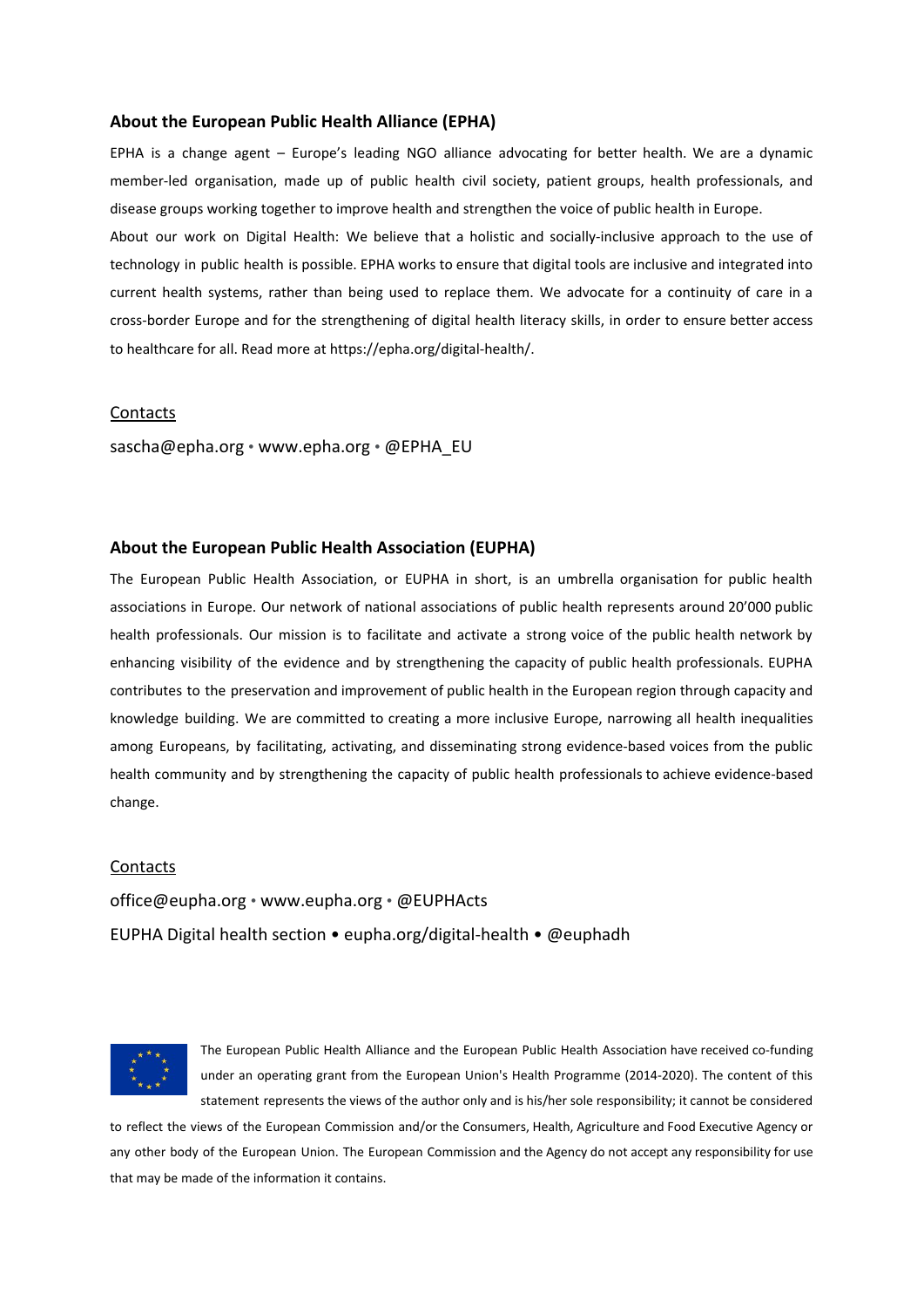### About the European Public Health Alliance (EPHA)

EPHA is a change agent – Europe's leading NGO alliance advocating for better health. We are a dynamic member-led organisation, made up of public health civil society, patient groups, health professionals, and disease groups working together to improve health and strengthen the voice of public health in Europe.

About our work on Digital Health: We believe that a holistic and socially-inclusive approach to the use of technology in public health is possible. EPHA works to ensure that digital tools are inclusive and integrated into current health systems, rather than being used to replace them. We advocate for a continuity of care in a cross-border Europe and for the strengthening of digital health literacy skills, in order to ensure better access to healthcare for all. Read more at https://epha.org/digital-health/.

Contacts

sascha@epha.org • www.epha.org • @EPHA_EU

### About the European Public Health Association (EUPHA)

The European Public Health Association, or EUPHA in short, is an umbrella organisation for public health associations in Europe. Our network of national associations of public health represents around 20'000 public health professionals. Our mission is to facilitate and activate a strong voice of the public health network by enhancing visibility of the evidence and by strengthening the capacity of public health professionals. EUPHA contributes to the preservation and improvement of public health in the European region through capacity and knowledge building. We are committed to creating a more inclusive Europe, narrowing all health inequalities among Europeans, by facilitating, activating, and disseminating strong evidence-based voices from the public health community and by strengthening the capacity of public health professionals to achieve evidence-based change.

Contacts

office@eupha.org • www.eupha.org • @EUPHActs

EUPHA Digital health section • eupha.org/digital-health • @euphadh

The European Public Health Alliance and the European Public Health Association have received co-funding under an operating grant from the European Union's Health Programme (2014-2020). The content of this statement represents the views of the author only and is his/her sole responsibility; it cannot be considered to reflect the views of the European Commission and/or the Consumers, Health, Agriculture and Food Executive Agency or any other body of the European Union. The European Commission and the Agency do not accept any responsibility for use that may be made of the information it contains.